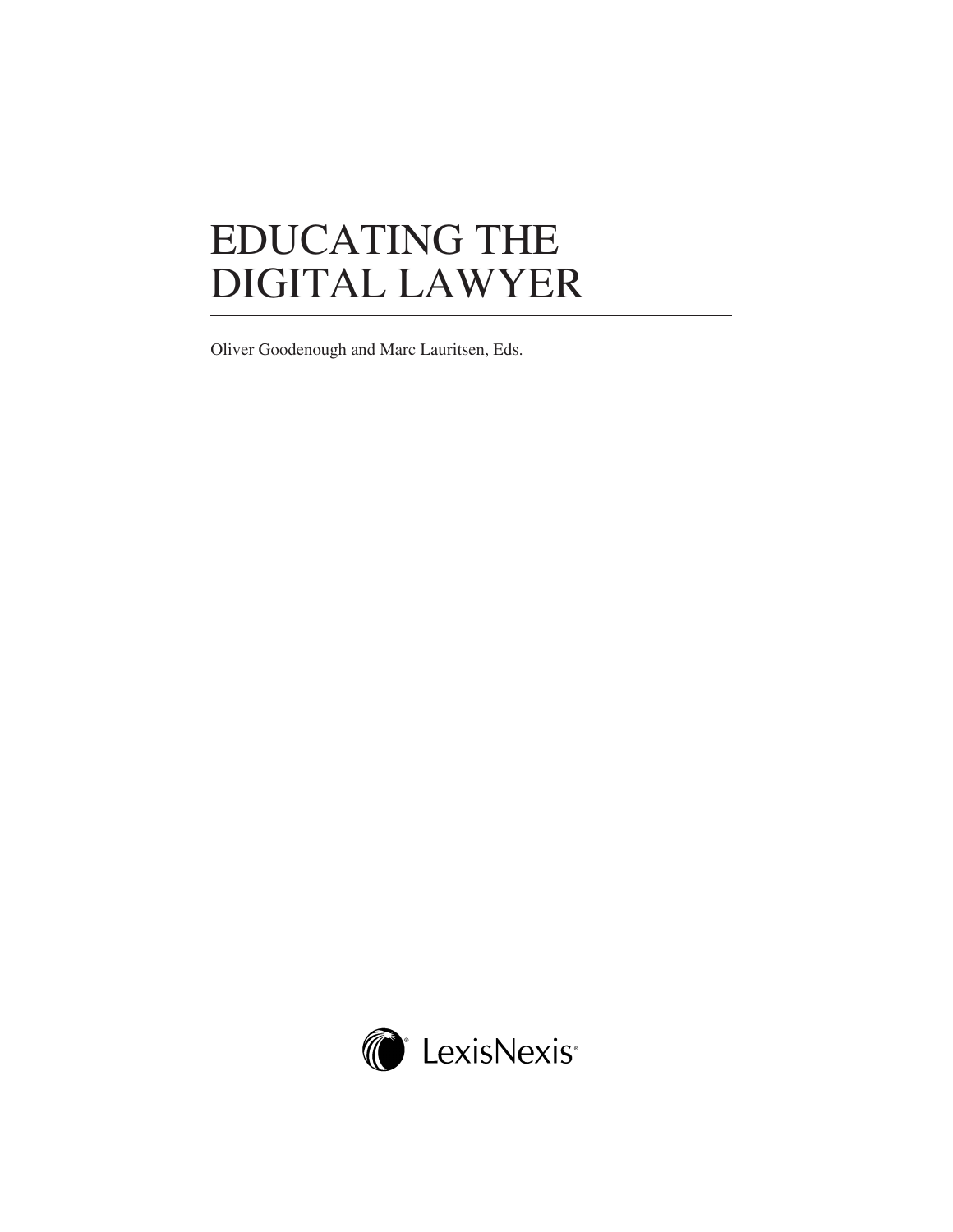# EDUCATING THE DIGITAL LAWYER

Oliver Goodenough and Marc Lauritsen, Eds.

LexisNexis®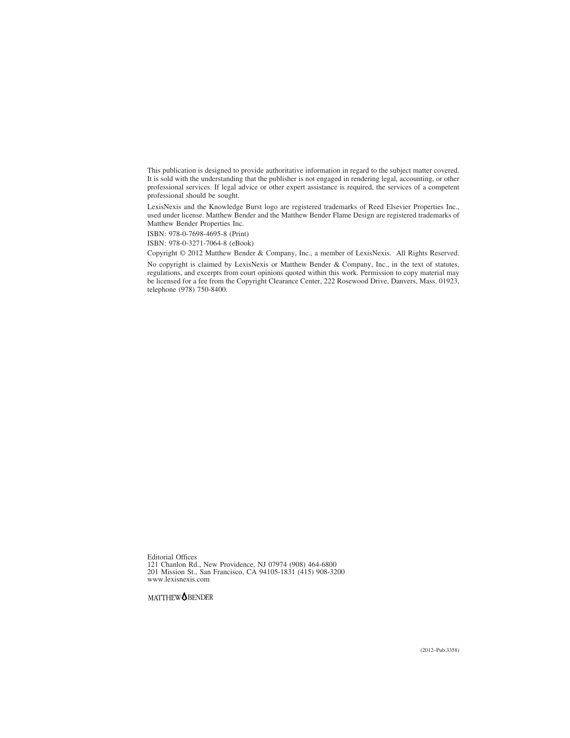This publication is designed to provide authoritative information in regard to the subject matter covered. It is sold with the understanding that the publisher is not engaged in rendering legal, accounting, or other professional services. If legal advice or other expert assistance is required, the services of a competent professional should be sought.

LexisNexis and the Knowledge Burst logo are registered trademarks of Reed Elsevier Properties Inc., used under license. Matthew Bender and the Matthew Bender Flame Design are registered trademarks of Matthew Bender Properties Inc.

ISBN: 978-0-7698-4695-8 (Print)

ISBN: 978-0-3271-7064-8 (eBook)

Copyright © 2012 Matthew Bender & Company, Inc., a member of LexisNexis. All Rights Reserved.

No copyright is claimed by LexisNexis or Matthew Bender & Company, Inc., in the text of statutes, regulations, and excerpts from court opinions quoted within this work. Permission to copy material may be licensed for a fee from the Copyright Clearance Center, 222 Rosewood Drive, Danvers, Mass. 01923, telephone (978) 750-8400.

Editorial Offices
121 Chanlon Rd., New Providence, NJ 07974 (908) 464-6800
201 Mission St., San Francisco, CA 94105-1831 (415) 908-3200
www.lexisnexis.com

MATTHEW BENDER

(2012–Pub.3358)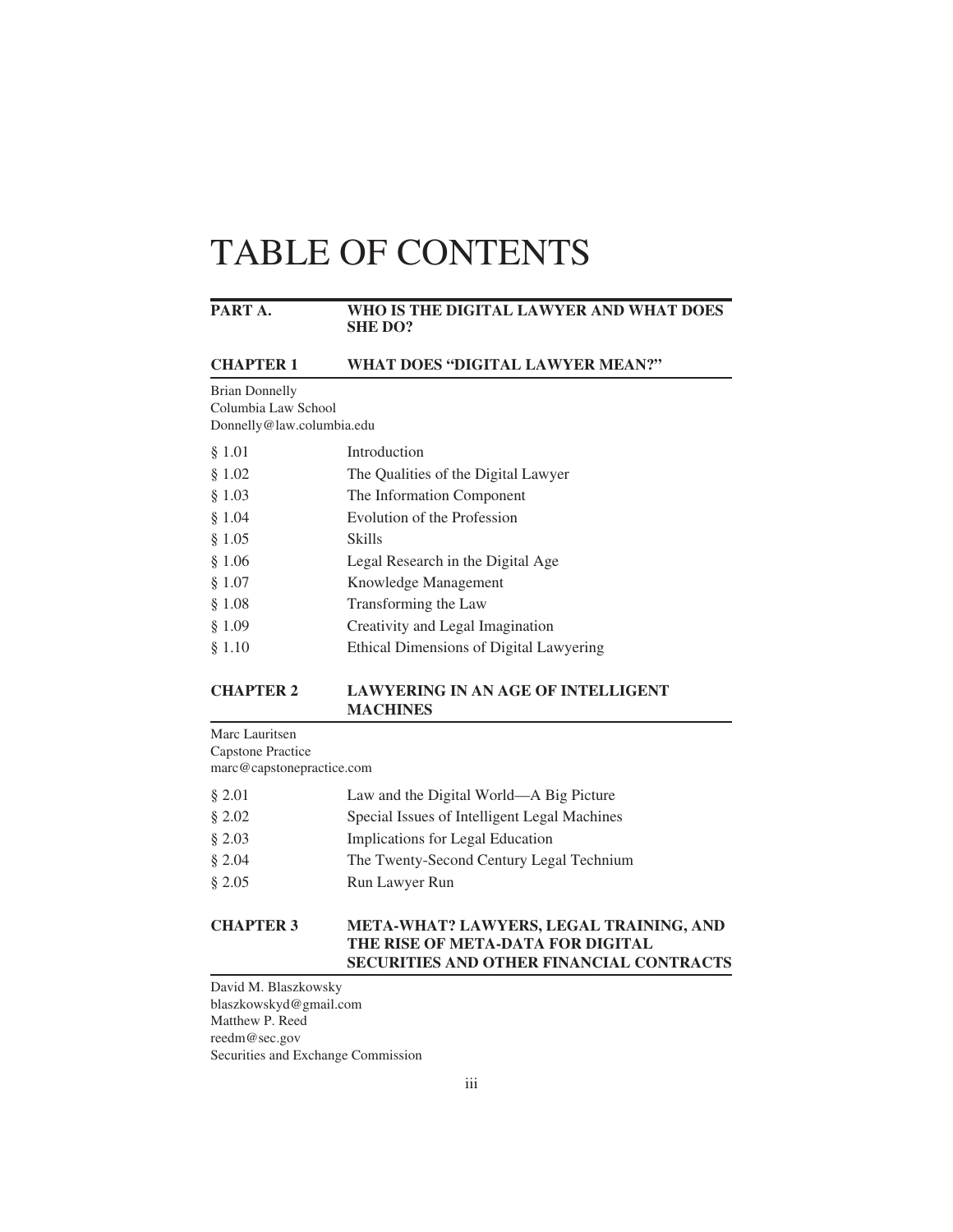# TABLE OF CONTENTS

## PART A. WHO IS THE DIGITAL LAWYER AND WHAT DOES SHE DO?

### CHAPTER 1 WHAT DOES "DIGITAL LAWYER MEAN?"

Brian Donnelly
Columbia Law School
Donnelly@law.columbia.edu

| | |
|---|---|
| § 1.01 | Introduction |
| § 1.02 | The Qualities of the Digital Lawyer |
| § 1.03 | The Information Component |
| § 1.04 | Evolution of the Profession |
| § 1.05 | Skills |
| § 1.06 | Legal Research in the Digital Age |
| § 1.07 | Knowledge Management |
| § 1.08 | Transforming the Law |
| § 1.09 | Creativity and Legal Imagination |
| § 1.10 | Ethical Dimensions of Digital Lawyering |

### CHAPTER 2 LAWYERING IN AN AGE OF INTELLIGENT MACHINES

Marc Lauritsen
Capstone Practice
marc@capstonepractice.com

| | |
|---|---|
| § 2.01 | Law and the Digital World—A Big Picture |
| § 2.02 | Special Issues of Intelligent Legal Machines |
| § 2.03 | Implications for Legal Education |
| § 2.04 | The Twenty-Second Century Legal Technium |
| § 2.05 | Run Lawyer Run |

### CHAPTER 3 META-WHAT? LAWYERS, LEGAL TRAINING, AND THE RISE OF META-DATA FOR DIGITAL SECURITIES AND OTHER FINANCIAL CONTRACTS

David M. Blaszkowsky
blaszkowskyd@gmail.com
Matthew P. Reed
reedm@sec.gov
Securities and Exchange Commission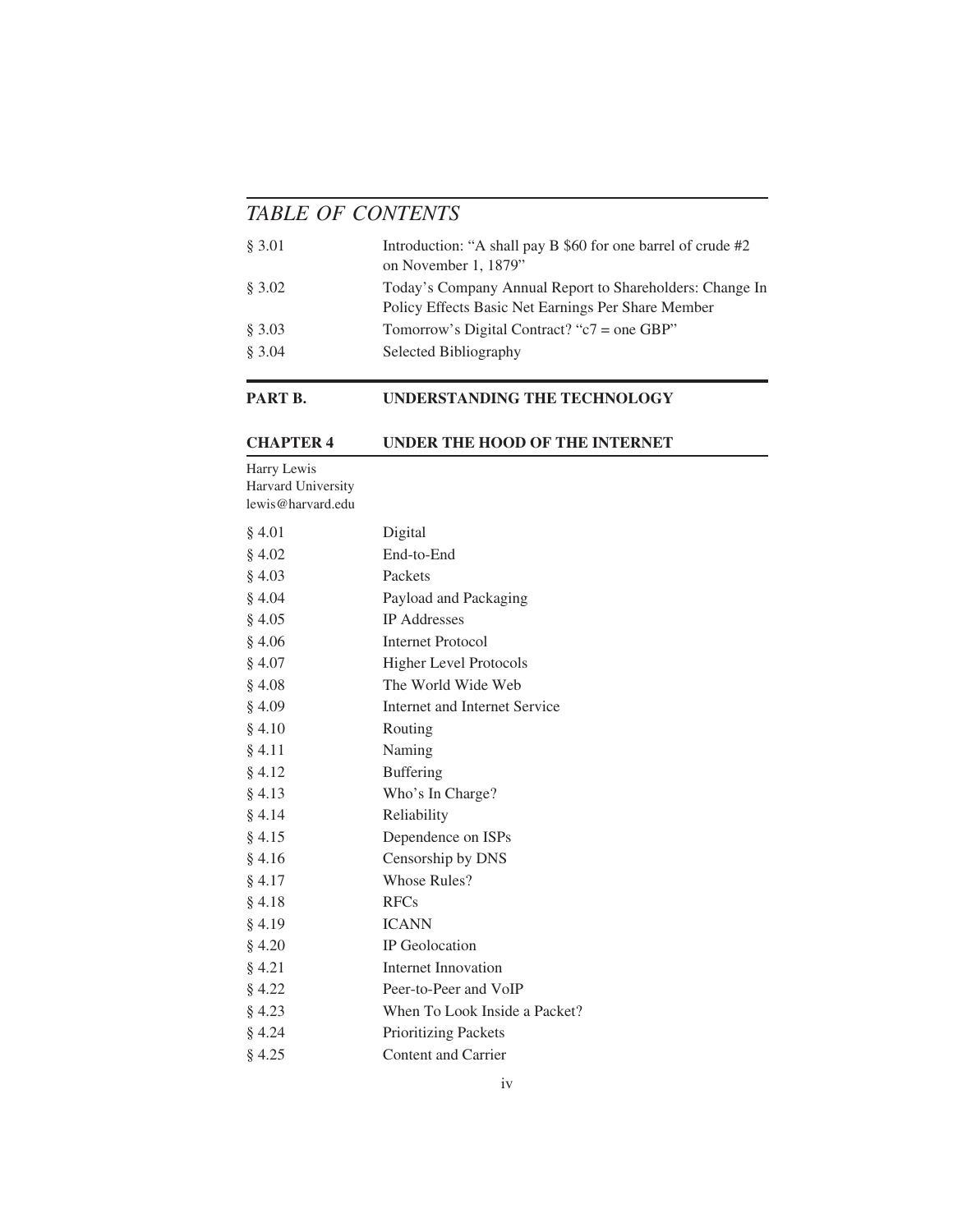*TABLE OF CONTENTS*

| | |
|---|---|
| § 3.01 | Introduction: “A shall pay B $60 for one barrel of crude #2 on November 1, 1879” |
| § 3.02 | Today’s Company Annual Report to Shareholders: Change In Policy Effects Basic Net Earnings Per Share Member |
| § 3.03 | Tomorrow’s Digital Contract? “c7 = one GBP” |
| § 3.04 | Selected Bibliography |

## PART B. UNDERSTANDING THE TECHNOLOGY

### CHAPTER 4 UNDER THE HOOD OF THE INTERNET

Harry Lewis
Harvard University
lewis@harvard.edu

| | |
|---|---|
| § 4.01 | Digital |
| § 4.02 | End-to-End |
| § 4.03 | Packets |
| § 4.04 | Payload and Packaging |
| § 4.05 | IP Addresses |
| § 4.06 | Internet Protocol |
| § 4.07 | Higher Level Protocols |
| § 4.08 | The World Wide Web |
| § 4.09 | Internet and Internet Service |
| § 4.10 | Routing |
| § 4.11 | Naming |
| § 4.12 | Buffering |
| § 4.13 | Who’s In Charge? |
| § 4.14 | Reliability |
| § 4.15 | Dependence on ISPs |
| § 4.16 | Censorship by DNS |
| § 4.17 | Whose Rules? |
| § 4.18 | RFCs |
| § 4.19 | ICANN |
| § 4.20 | IP Geolocation |
| § 4.21 | Internet Innovation |
| § 4.22 | Peer-to-Peer and VoIP |
| § 4.23 | When To Look Inside a Packet? |
| § 4.24 | Prioritizing Packets |
| § 4.25 | Content and Carrier |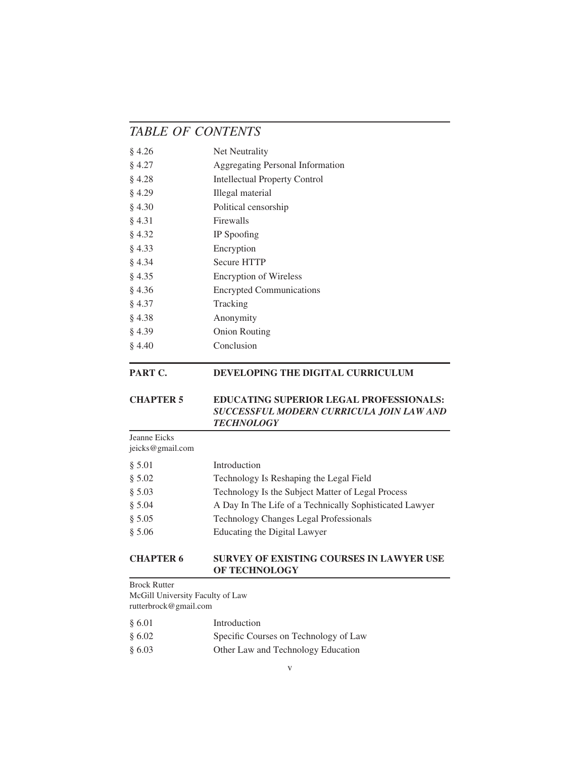*TABLE OF CONTENTS*

| | |
|---|---|
| § 4.26 | Net Neutrality |
| § 4.27 | Aggregating Personal Information |
| § 4.28 | Intellectual Property Control |
| § 4.29 | Illegal material |
| § 4.30 | Political censorship |
| § 4.31 | Firewalls |
| § 4.32 | IP Spoofing |
| § 4.33 | Encryption |
| § 4.34 | Secure HTTP |
| § 4.35 | Encryption of Wireless |
| § 4.36 | Encrypted Communications |
| § 4.37 | Tracking |
| § 4.38 | Anonymity |
| § 4.39 | Onion Routing |
| § 4.40 | Conclusion |

## PART C. DEVELOPING THE DIGITAL CURRICULUM

### CHAPTER 5 EDUCATING SUPERIOR LEGAL PROFESSIONALS: *SUCCESSFUL MODERN CURRICULA JOIN LAW AND TECHNOLOGY*

Jeanne Eicks
jeicks@gmail.com

| | |
|---|---|
| § 5.01 | Introduction |
| § 5.02 | Technology Is Reshaping the Legal Field |
| § 5.03 | Technology Is the Subject Matter of Legal Process |
| § 5.04 | A Day In The Life of a Technically Sophisticated Lawyer |
| § 5.05 | Technology Changes Legal Professionals |
| § 5.06 | Educating the Digital Lawyer |

### CHAPTER 6 SURVEY OF EXISTING COURSES IN LAWYER USE OF TECHNOLOGY

Brock Rutter
McGill University Faculty of Law
rutterbrock@gmail.com

| | |
|---|---|
| § 6.01 | Introduction |
| § 6.02 | Specific Courses on Technology of Law |
| § 6.03 | Other Law and Technology Education |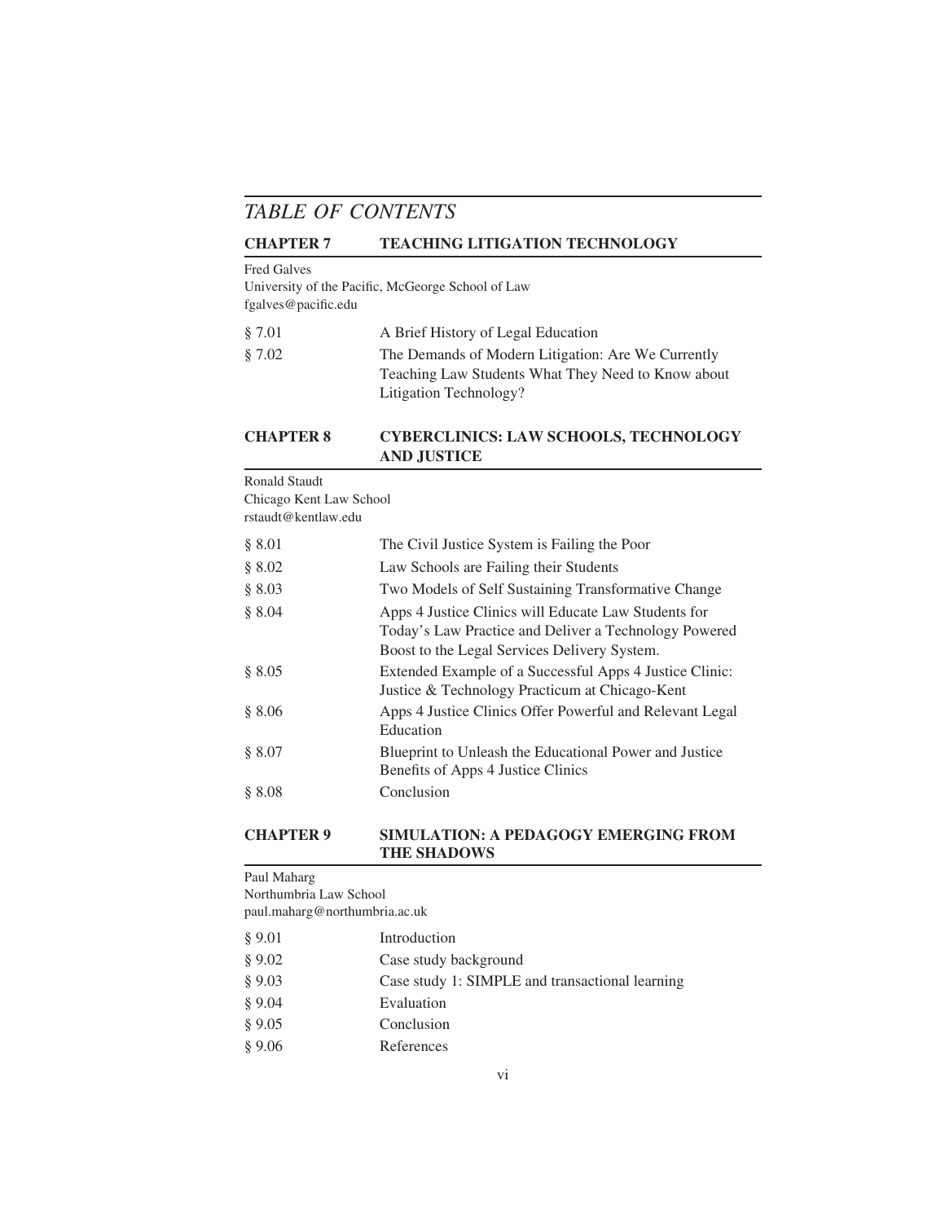# *TABLE OF CONTENTS*

## CHAPTER 7 TEACHING LITIGATION TECHNOLOGY

Fred Galves
University of the Pacific, McGeorge School of Law
fgalves@pacific.edu

| | |
|---|---|
| § 7.01 | A Brief History of Legal Education |
| § 7.02 | The Demands of Modern Litigation: Are We Currently Teaching Law Students What They Need to Know about Litigation Technology? |

## CHAPTER 8 CYBERCLINICS: LAW SCHOOLS, TECHNOLOGY AND JUSTICE

Ronald Staudt
Chicago Kent Law School
rstaudt@kentlaw.edu

| | |
|---|---|
| § 8.01 | The Civil Justice System is Failing the Poor |
| § 8.02 | Law Schools are Failing their Students |
| § 8.03 | Two Models of Self Sustaining Transformative Change |
| § 8.04 | Apps 4 Justice Clinics will Educate Law Students for Today's Law Practice and Deliver a Technology Powered Boost to the Legal Services Delivery System. |
| § 8.05 | Extended Example of a Successful Apps 4 Justice Clinic: Justice & Technology Practicum at Chicago-Kent |
| § 8.06 | Apps 4 Justice Clinics Offer Powerful and Relevant Legal Education |
| § 8.07 | Blueprint to Unleash the Educational Power and Justice Benefits of Apps 4 Justice Clinics |
| § 8.08 | Conclusion |

## CHAPTER 9 SIMULATION: A PEDAGOGY EMERGING FROM THE SHADOWS

Paul Maharg
Northumbria Law School
paul.maharg@northumbria.ac.uk

| | |
|---|---|
| § 9.01 | Introduction |
| § 9.02 | Case study background |
| § 9.03 | Case study 1: SIMPLE and transactional learning |
| § 9.04 | Evaluation |
| § 9.05 | Conclusion |
| § 9.06 | References |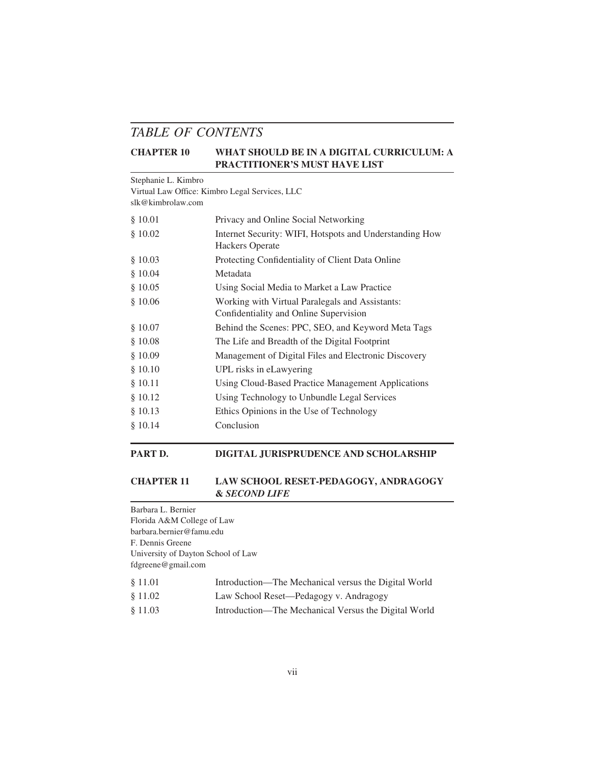## *TABLE OF CONTENTS*

### CHAPTER 10 WHAT SHOULD BE IN A DIGITAL CURRICULUM: A PRACTITIONER'S MUST HAVE LIST

Stephanie L. Kimbro
Virtual Law Office: Kimbro Legal Services, LLC
slk@kimbrolaw.com

| | |
|---|---|
| § 10.01 | Privacy and Online Social Networking |
| § 10.02 | Internet Security: WIFI, Hotspots and Understanding How Hackers Operate |
| § 10.03 | Protecting Confidentiality of Client Data Online |
| § 10.04 | Metadata |
| § 10.05 | Using Social Media to Market a Law Practice |
| § 10.06 | Working with Virtual Paralegals and Assistants: Confidentiality and Online Supervision |
| § 10.07 | Behind the Scenes: PPC, SEO, and Keyword Meta Tags |
| § 10.08 | The Life and Breadth of the Digital Footprint |
| § 10.09 | Management of Digital Files and Electronic Discovery |
| § 10.10 | UPL risks in eLawyering |
| § 10.11 | Using Cloud-Based Practice Management Applications |
| § 10.12 | Using Technology to Unbundle Legal Services |
| § 10.13 | Ethics Opinions in the Use of Technology |
| § 10.14 | Conclusion |

## PART D. DIGITAL JURISPRUDENCE AND SCHOLARSHIP

### CHAPTER 11 LAW SCHOOL RESET-PEDAGOGY, ANDRAGOGY & *SECOND LIFE*

Barbara L. Bernier
Florida A&M College of Law
barbara.bernier@famu.edu
F. Dennis Greene
University of Dayton School of Law
fdgreene@gmail.com

| | |
|---|---|
| § 11.01 | Introduction—The Mechanical versus the Digital World |
| § 11.02 | Law School Reset—Pedagogy v. Andragogy |
| § 11.03 | Introduction—The Mechanical Versus the Digital World |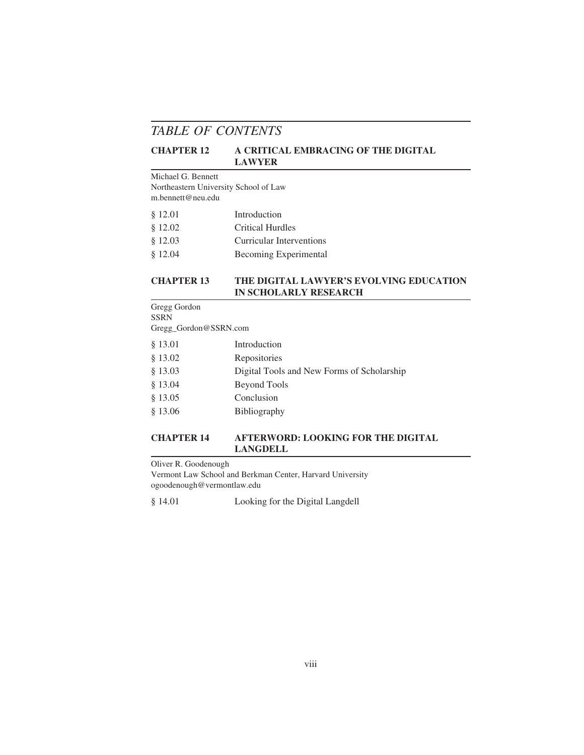# *TABLE OF CONTENTS*

## CHAPTER 12 A CRITICAL EMBRACING OF THE DIGITAL LAWYER

Michael G. Bennett
Northeastern University School of Law
m.bennett@neu.edu

| | |
|---|---|
| § 12.01 | Introduction |
| § 12.02 | Critical Hurdles |
| § 12.03 | Curricular Interventions |
| § 12.04 | Becoming Experimental |

## CHAPTER 13 THE DIGITAL LAWYER'S EVOLVING EDUCATION IN SCHOLARLY RESEARCH

Gregg Gordon
SSRN
Gregg_Gordon@SSRN.com

| | |
|---|---|
| § 13.01 | Introduction |
| § 13.02 | Repositories |
| § 13.03 | Digital Tools and New Forms of Scholarship |
| § 13.04 | Beyond Tools |
| § 13.05 | Conclusion |
| § 13.06 | Bibliography |

## CHAPTER 14 AFTERWORD: LOOKING FOR THE DIGITAL LANGDELL

Oliver R. Goodenough
Vermont Law School and Berkman Center, Harvard University
ogoodenough@vermontlaw.edu

| | |
|---|---|
| § 14.01 | Looking for the Digital Langdell |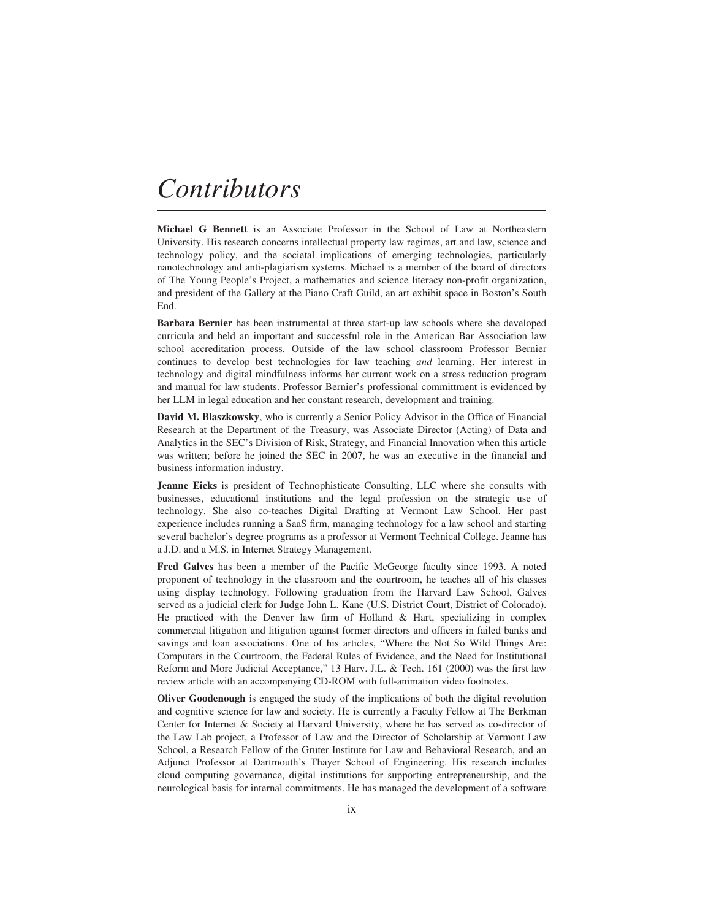# Contributors

**Michael G Bennett** is an Associate Professor in the School of Law at Northeastern University. His research concerns intellectual property law regimes, art and law, science and technology policy, and the societal implications of emerging technologies, particularly nanotechnology and anti-plagiarism systems. Michael is a member of the board of directors of The Young People's Project, a mathematics and science literacy non-profit organization, and president of the Gallery at the Piano Craft Guild, an art exhibit space in Boston's South End.

**Barbara Bernier** has been instrumental at three start-up law schools where she developed curricula and held an important and successful role in the American Bar Association law school accreditation process. Outside of the law school classroom Professor Bernier continues to develop best technologies for law teaching *and* learning. Her interest in technology and digital mindfulness informs her current work on a stress reduction program and manual for law students. Professor Bernier's professional committment is evidenced by her LLM in legal education and her constant research, development and training.

**David M. Blaszkowsky**, who is currently a Senior Policy Advisor in the Office of Financial Research at the Department of the Treasury, was Associate Director (Acting) of Data and Analytics in the SEC's Division of Risk, Strategy, and Financial Innovation when this article was written; before he joined the SEC in 2007, he was an executive in the financial and business information industry.

**Jeanne Eicks** is president of Technophisticate Consulting, LLC where she consults with businesses, educational institutions and the legal profession on the strategic use of technology. She also co-teaches Digital Drafting at Vermont Law School. Her past experience includes running a SaaS firm, managing technology for a law school and starting several bachelor's degree programs as a professor at Vermont Technical College. Jeanne has a J.D. and a M.S. in Internet Strategy Management.

**Fred Galves** has been a member of the Pacific McGeorge faculty since 1993. A noted proponent of technology in the classroom and the courtroom, he teaches all of his classes using display technology. Following graduation from the Harvard Law School, Galves served as a judicial clerk for Judge John L. Kane (U.S. District Court, District of Colorado). He practiced with the Denver law firm of Holland & Hart, specializing in complex commercial litigation and litigation against former directors and officers in failed banks and savings and loan associations. One of his articles, "Where the Not So Wild Things Are: Computers in the Courtroom, the Federal Rules of Evidence, and the Need for Institutional Reform and More Judicial Acceptance," 13 Harv. J.L. & Tech. 161 (2000) was the first law review article with an accompanying CD-ROM with full-animation video footnotes.

**Oliver Goodenough** is engaged the study of the implications of both the digital revolution and cognitive science for law and society. He is currently a Faculty Fellow at The Berkman Center for Internet & Society at Harvard University, where he has served as co-director of the Law Lab project, a Professor of Law and the Director of Scholarship at Vermont Law School, a Research Fellow of the Gruter Institute for Law and Behavioral Research, and an Adjunct Professor at Dartmouth's Thayer School of Engineering. His research includes cloud computing governance, digital institutions for supporting entrepreneurship, and the neurological basis for internal commitments. He has managed the development of a software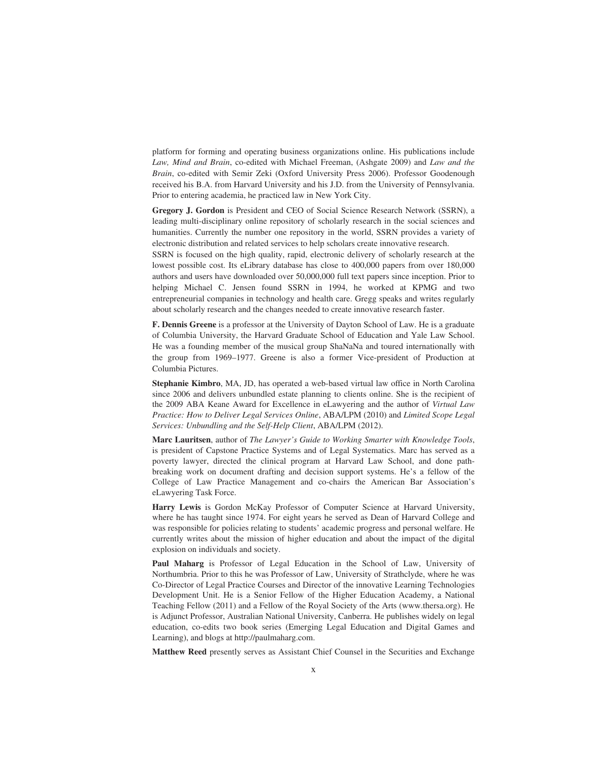platform for forming and operating business organizations online. His publications include *Law, Mind and Brain*, co-edited with Michael Freeman, (Ashgate 2009) and *Law and the Brain*, co-edited with Semir Zeki (Oxford University Press 2006). Professor Goodenough received his B.A. from Harvard University and his J.D. from the University of Pennsylvania. Prior to entering academia, he practiced law in New York City.

**Gregory J. Gordon** is President and CEO of Social Science Research Network (SSRN), a leading multi-disciplinary online repository of scholarly research in the social sciences and humanities. Currently the number one repository in the world, SSRN provides a variety of electronic distribution and related services to help scholars create innovative research.
SSRN is focused on the high quality, rapid, electronic delivery of scholarly research at the lowest possible cost. Its eLibrary database has close to 400,000 papers from over 180,000 authors and users have downloaded over 50,000,000 full text papers since inception. Prior to helping Michael C. Jensen found SSRN in 1994, he worked at KPMG and two entrepreneurial companies in technology and health care. Gregg speaks and writes regularly about scholarly research and the changes needed to create innovative research faster.

**F. Dennis Greene** is a professor at the University of Dayton School of Law. He is a graduate of Columbia University, the Harvard Graduate School of Education and Yale Law School. He was a founding member of the musical group ShaNaNa and toured internationally with the group from 1969–1977. Greene is also a former Vice-president of Production at Columbia Pictures.

**Stephanie Kimbro**, MA, JD, has operated a web-based virtual law office in North Carolina since 2006 and delivers unbundled estate planning to clients online. She is the recipient of the 2009 ABA Keane Award for Excellence in eLawyering and the author of *Virtual Law Practice: How to Deliver Legal Services Online*, ABA/LPM (2010) and *Limited Scope Legal Services: Unbundling and the Self-Help Client*, ABA/LPM (2012).

**Marc Lauritsen**, author of *The Lawyer's Guide to Working Smarter with Knowledge Tools*, is president of Capstone Practice Systems and of Legal Systematics. Marc has served as a poverty lawyer, directed the clinical program at Harvard Law School, and done path-breaking work on document drafting and decision support systems. He's a fellow of the College of Law Practice Management and co-chairs the American Bar Association's eLawyering Task Force.

**Harry Lewis** is Gordon McKay Professor of Computer Science at Harvard University, where he has taught since 1974. For eight years he served as Dean of Harvard College and was responsible for policies relating to students' academic progress and personal welfare. He currently writes about the mission of higher education and about the impact of the digital explosion on individuals and society.

**Paul Maharg** is Professor of Legal Education in the School of Law, University of Northumbria. Prior to this he was Professor of Law, University of Strathclyde, where he was Co-Director of Legal Practice Courses and Director of the innovative Learning Technologies Development Unit. He is a Senior Fellow of the Higher Education Academy, a National Teaching Fellow (2011) and a Fellow of the Royal Society of the Arts (www.thersa.org). He is Adjunct Professor, Australian National University, Canberra. He publishes widely on legal education, co-edits two book series (Emerging Legal Education and Digital Games and Learning), and blogs at http://paulmaharg.com.

**Matthew Reed** presently serves as Assistant Chief Counsel in the Securities and Exchange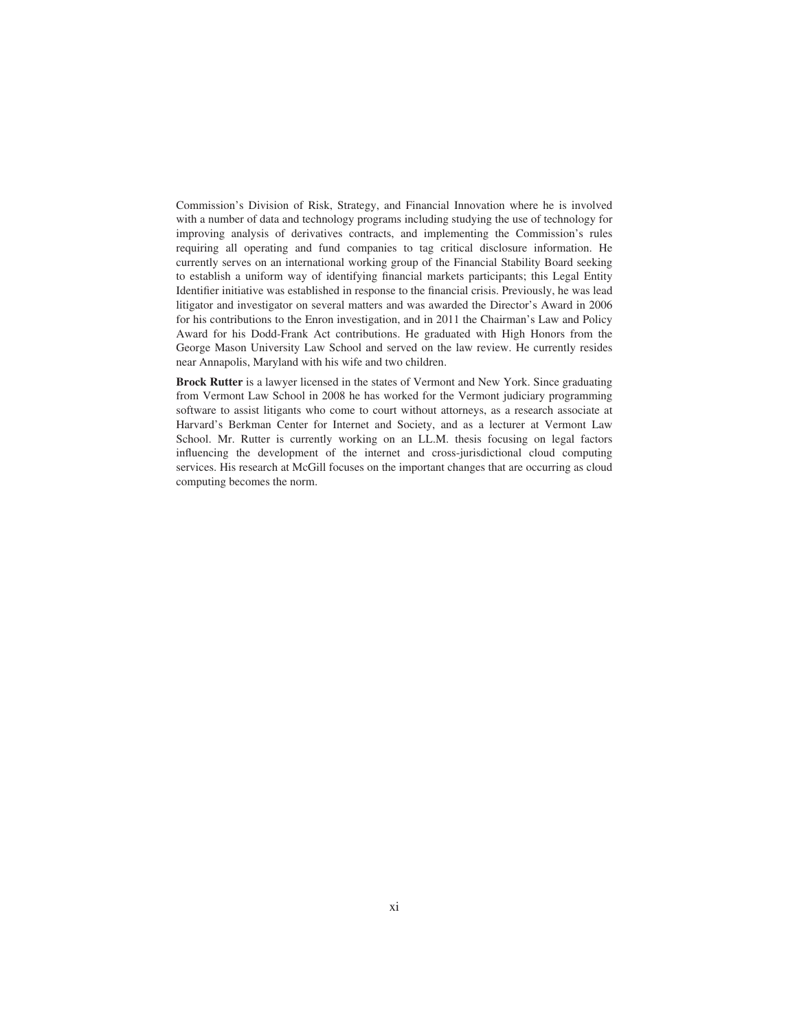Commission's Division of Risk, Strategy, and Financial Innovation where he is involved with a number of data and technology programs including studying the use of technology for improving analysis of derivatives contracts, and implementing the Commission's rules requiring all operating and fund companies to tag critical disclosure information. He currently serves on an international working group of the Financial Stability Board seeking to establish a uniform way of identifying financial markets participants; this Legal Entity Identifier initiative was established in response to the financial crisis. Previously, he was lead litigator and investigator on several matters and was awarded the Director's Award in 2006 for his contributions to the Enron investigation, and in 2011 the Chairman's Law and Policy Award for his Dodd-Frank Act contributions. He graduated with High Honors from the George Mason University Law School and served on the law review. He currently resides near Annapolis, Maryland with his wife and two children.

**Brock Rutter** is a lawyer licensed in the states of Vermont and New York. Since graduating from Vermont Law School in 2008 he has worked for the Vermont judiciary programming software to assist litigants who come to court without attorneys, as a research associate at Harvard's Berkman Center for Internet and Society, and as a lecturer at Vermont Law School. Mr. Rutter is currently working on an LL.M. thesis focusing on legal factors influencing the development of the internet and cross-jurisdictional cloud computing services. His research at McGill focuses on the important changes that are occurring as cloud computing becomes the norm.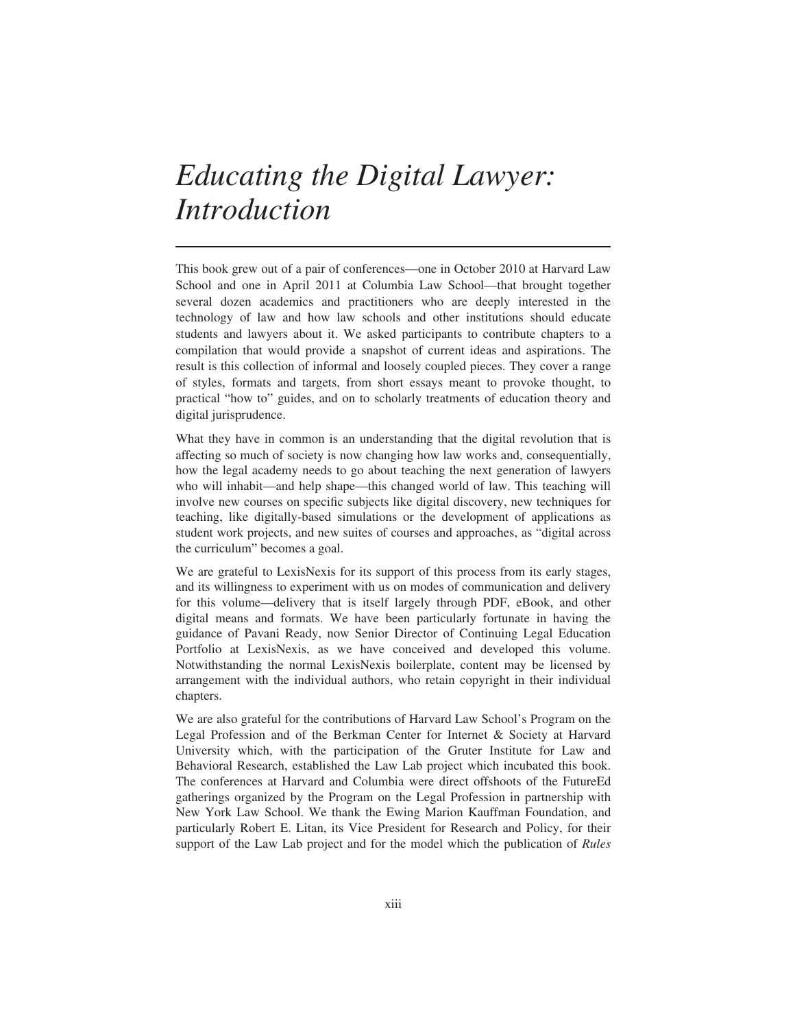# *Educating the Digital Lawyer: Introduction*

This book grew out of a pair of conferences—one in October 2010 at Harvard Law School and one in April 2011 at Columbia Law School—that brought together several dozen academics and practitioners who are deeply interested in the technology of law and how law schools and other institutions should educate students and lawyers about it. We asked participants to contribute chapters to a compilation that would provide a snapshot of current ideas and aspirations. The result is this collection of informal and loosely coupled pieces. They cover a range of styles, formats and targets, from short essays meant to provoke thought, to practical "how to" guides, and on to scholarly treatments of education theory and digital jurisprudence.

What they have in common is an understanding that the digital revolution that is affecting so much of society is now changing how law works and, consequentially, how the legal academy needs to go about teaching the next generation of lawyers who will inhabit—and help shape—this changed world of law. This teaching will involve new courses on specific subjects like digital discovery, new techniques for teaching, like digitally-based simulations or the development of applications as student work projects, and new suites of courses and approaches, as "digital across the curriculum" becomes a goal.

We are grateful to LexisNexis for its support of this process from its early stages, and its willingness to experiment with us on modes of communication and delivery for this volume—delivery that is itself largely through PDF, eBook, and other digital means and formats. We have been particularly fortunate in having the guidance of Pavani Ready, now Senior Director of Continuing Legal Education Portfolio at LexisNexis, as we have conceived and developed this volume. Notwithstanding the normal LexisNexis boilerplate, content may be licensed by arrangement with the individual authors, who retain copyright in their individual chapters.

We are also grateful for the contributions of Harvard Law School's Program on the Legal Profession and of the Berkman Center for Internet & Society at Harvard University which, with the participation of the Gruter Institute for Law and Behavioral Research, established the Law Lab project which incubated this book. The conferences at Harvard and Columbia were direct offshoots of the FutureEd gatherings organized by the Program on the Legal Profession in partnership with New York Law School. We thank the Ewing Marion Kauffman Foundation, and particularly Robert E. Litan, its Vice President for Research and Policy, for their support of the Law Lab project and for the model which the publication of *Rules*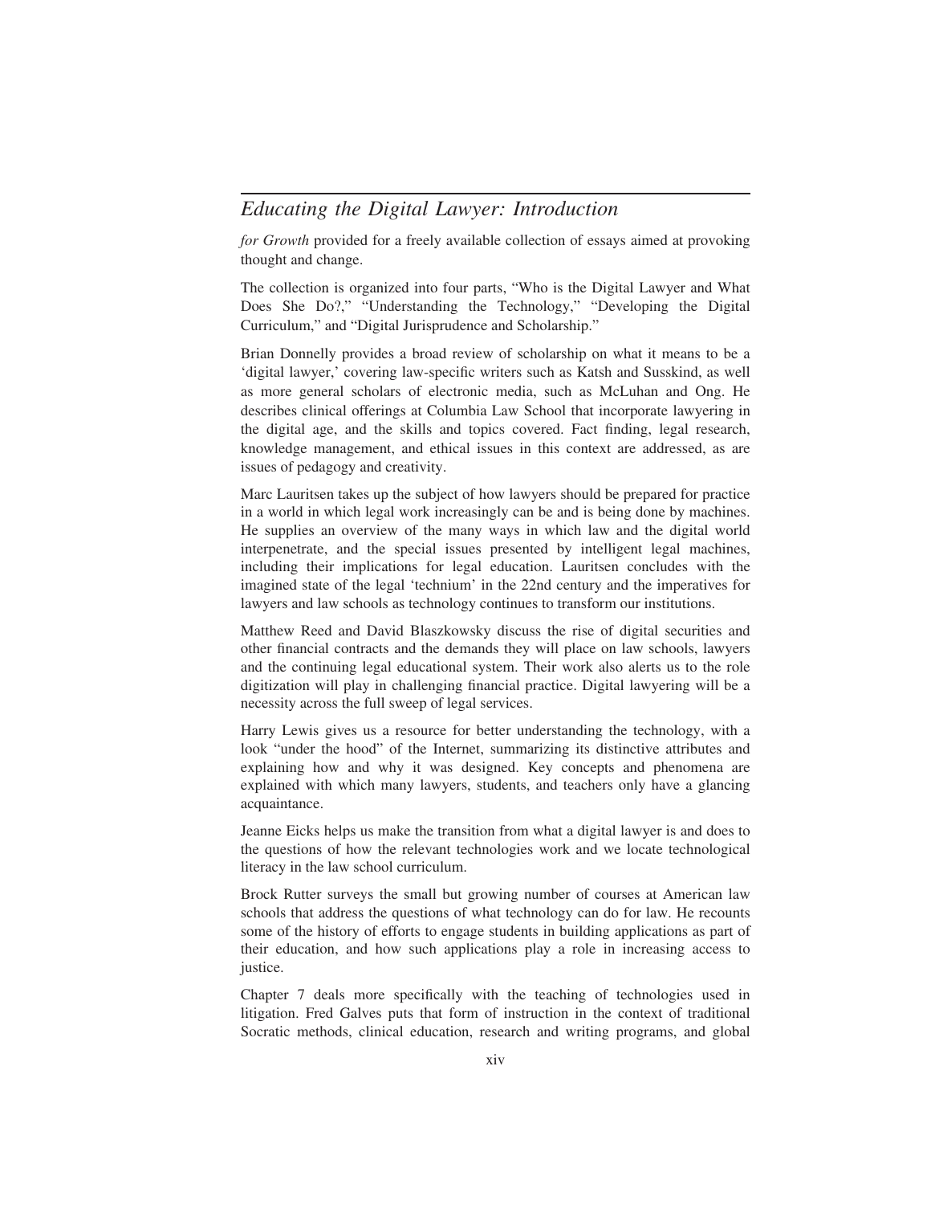## Educating the Digital Lawyer: Introduction

*for Growth* provided for a freely available collection of essays aimed at provoking thought and change.

The collection is organized into four parts, "Who is the Digital Lawyer and What Does She Do?," "Understanding the Technology," "Developing the Digital Curriculum," and "Digital Jurisprudence and Scholarship."

Brian Donnelly provides a broad review of scholarship on what it means to be a 'digital lawyer,' covering law-specific writers such as Katsh and Susskind, as well as more general scholars of electronic media, such as McLuhan and Ong. He describes clinical offerings at Columbia Law School that incorporate lawyering in the digital age, and the skills and topics covered. Fact finding, legal research, knowledge management, and ethical issues in this context are addressed, as are issues of pedagogy and creativity.

Marc Lauritsen takes up the subject of how lawyers should be prepared for practice in a world in which legal work increasingly can be and is being done by machines. He supplies an overview of the many ways in which law and the digital world interpenetrate, and the special issues presented by intelligent legal machines, including their implications for legal education. Lauritsen concludes with the imagined state of the legal 'technium' in the 22nd century and the imperatives for lawyers and law schools as technology continues to transform our institutions.

Matthew Reed and David Blaszkowsky discuss the rise of digital securities and other financial contracts and the demands they will place on law schools, lawyers and the continuing legal educational system. Their work also alerts us to the role digitization will play in challenging financial practice. Digital lawyering will be a necessity across the full sweep of legal services.

Harry Lewis gives us a resource for better understanding the technology, with a look "under the hood" of the Internet, summarizing its distinctive attributes and explaining how and why it was designed. Key concepts and phenomena are explained with which many lawyers, students, and teachers only have a glancing acquaintance.

Jeanne Eicks helps us make the transition from what a digital lawyer is and does to the questions of how the relevant technologies work and we locate technological literacy in the law school curriculum.

Brock Rutter surveys the small but growing number of courses at American law schools that address the questions of what technology can do for law. He recounts some of the history of efforts to engage students in building applications as part of their education, and how such applications play a role in increasing access to justice.

Chapter 7 deals more specifically with the teaching of technologies used in litigation. Fred Galves puts that form of instruction in the context of traditional Socratic methods, clinical education, research and writing programs, and global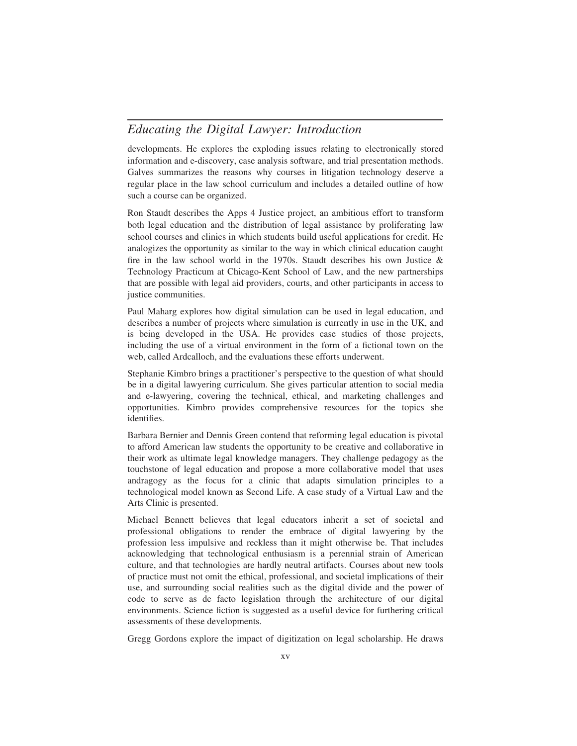developments. He explores the exploding issues relating to electronically stored information and e-discovery, case analysis software, and trial presentation methods. Galves summarizes the reasons why courses in litigation technology deserve a regular place in the law school curriculum and includes a detailed outline of how such a course can be organized.

Ron Staudt describes the Apps 4 Justice project, an ambitious effort to transform both legal education and the distribution of legal assistance by proliferating law school courses and clinics in which students build useful applications for credit. He analogizes the opportunity as similar to the way in which clinical education caught fire in the law school world in the 1970s. Staudt describes his own Justice & Technology Practicum at Chicago-Kent School of Law, and the new partnerships that are possible with legal aid providers, courts, and other participants in access to justice communities.

Paul Maharg explores how digital simulation can be used in legal education, and describes a number of projects where simulation is currently in use in the UK, and is being developed in the USA. He provides case studies of those projects, including the use of a virtual environment in the form of a fictional town on the web, called Ardcalloch, and the evaluations these efforts underwent.

Stephanie Kimbro brings a practitioner's perspective to the question of what should be in a digital lawyering curriculum. She gives particular attention to social media and e-lawyering, covering the technical, ethical, and marketing challenges and opportunities. Kimbro provides comprehensive resources for the topics she identifies.

Barbara Bernier and Dennis Green contend that reforming legal education is pivotal to afford American law students the opportunity to be creative and collaborative in their work as ultimate legal knowledge managers. They challenge pedagogy as the touchstone of legal education and propose a more collaborative model that uses andragogy as the focus for a clinic that adapts simulation principles to a technological model known as Second Life. A case study of a Virtual Law and the Arts Clinic is presented.

Michael Bennett believes that legal educators inherit a set of societal and professional obligations to render the embrace of digital lawyering by the profession less impulsive and reckless than it might otherwise be. That includes acknowledging that technological enthusiasm is a perennial strain of American culture, and that technologies are hardly neutral artifacts. Courses about new tools of practice must not omit the ethical, professional, and societal implications of their use, and surrounding social realities such as the digital divide and the power of code to serve as de facto legislation through the architecture of our digital environments. Science fiction is suggested as a useful device for furthering critical assessments of these developments.

Gregg Gordons explore the impact of digitization on legal scholarship. He draws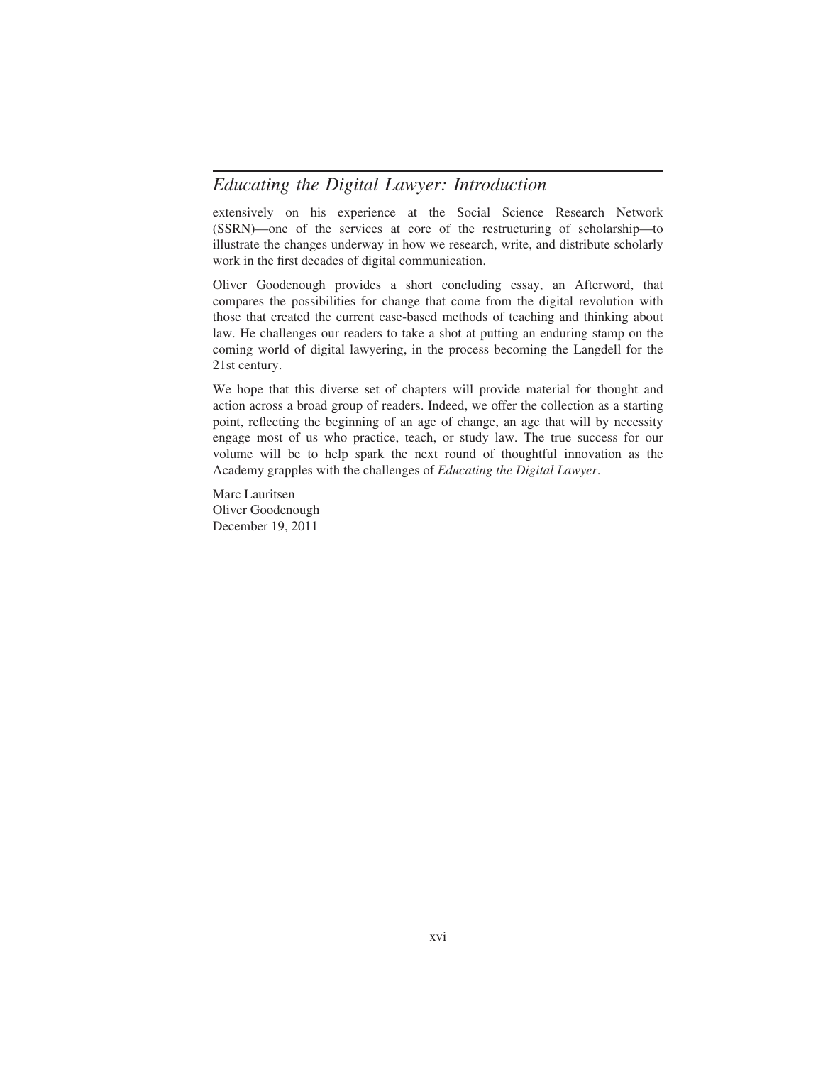extensively on his experience at the Social Science Research Network (SSRN)—one of the services at core of the restructuring of scholarship—to illustrate the changes underway in how we research, write, and distribute scholarly work in the first decades of digital communication.

Oliver Goodenough provides a short concluding essay, an Afterword, that compares the possibilities for change that come from the digital revolution with those that created the current case-based methods of teaching and thinking about law. He challenges our readers to take a shot at putting an enduring stamp on the coming world of digital lawyering, in the process becoming the Langdell for the 21st century.

We hope that this diverse set of chapters will provide material for thought and action across a broad group of readers. Indeed, we offer the collection as a starting point, reflecting the beginning of an age of change, an age that will by necessity engage most of us who practice, teach, or study law. The true success for our volume will be to help spark the next round of thoughtful innovation as the Academy grapples with the challenges of *Educating the Digital Lawyer*.

Marc Lauritsen
Oliver Goodenough
December 19, 2011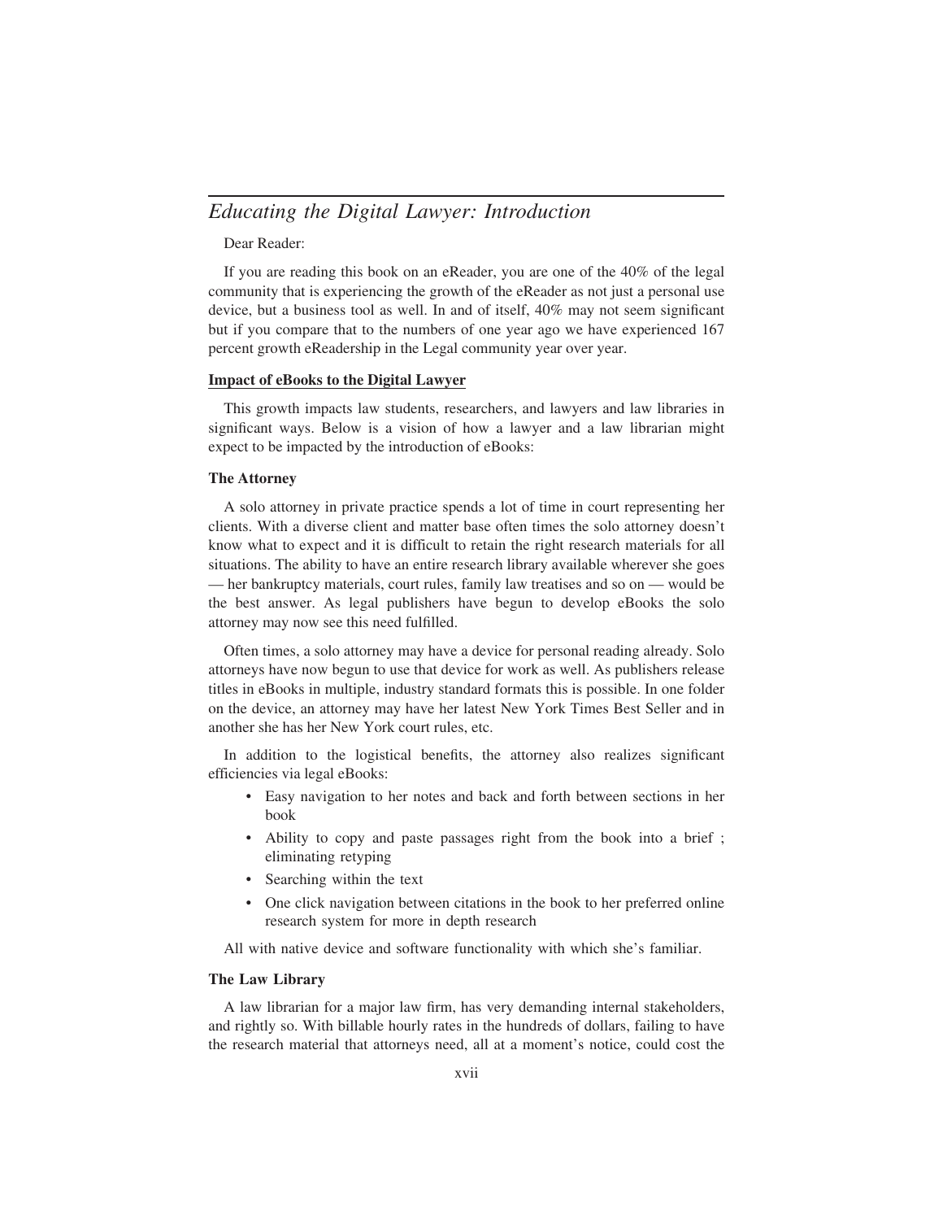# *Educating the Digital Lawyer: Introduction*

Dear Reader:

If you are reading this book on an eReader, you are one of the 40% of the legal community that is experiencing the growth of the eReader as not just a personal use device, but a business tool as well. In and of itself, 40% may not seem significant but if you compare that to the numbers of one year ago we have experienced 167 percent growth eReadership in the Legal community year over year.

## Impact of eBooks to the Digital Lawyer

This growth impacts law students, researchers, and lawyers and law libraries in significant ways. Below is a vision of how a lawyer and a law librarian might expect to be impacted by the introduction of eBooks:

### The Attorney

A solo attorney in private practice spends a lot of time in court representing her clients. With a diverse client and matter base often times the solo attorney doesn't know what to expect and it is difficult to retain the right research materials for all situations. The ability to have an entire research library available wherever she goes — her bankruptcy materials, court rules, family law treatises and so on — would be the best answer. As legal publishers have begun to develop eBooks the solo attorney may now see this need fulfilled.

Often times, a solo attorney may have a device for personal reading already. Solo attorneys have now begun to use that device for work as well. As publishers release titles in eBooks in multiple, industry standard formats this is possible. In one folder on the device, an attorney may have her latest New York Times Best Seller and in another she has her New York court rules, etc.

In addition to the logistical benefits, the attorney also realizes significant efficiencies via legal eBooks:

- Easy navigation to her notes and back and forth between sections in her book
- Ability to copy and paste passages right from the book into a brief ; eliminating retyping
- Searching within the text
- One click navigation between citations in the book to her preferred online research system for more in depth research

All with native device and software functionality with which she's familiar.

### The Law Library

A law librarian for a major law firm, has very demanding internal stakeholders, and rightly so. With billable hourly rates in the hundreds of dollars, failing to have the research material that attorneys need, all at a moment's notice, could cost the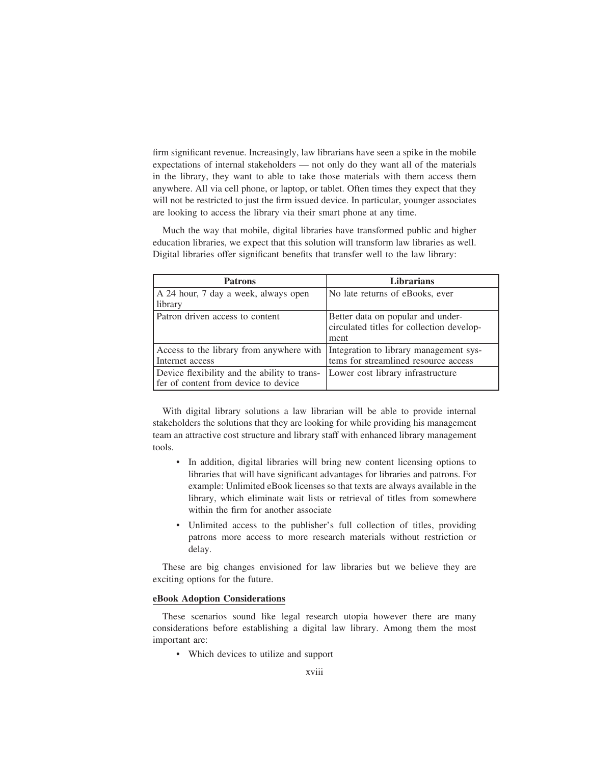firm significant revenue. Increasingly, law librarians have seen a spike in the mobile expectations of internal stakeholders — not only do they want all of the materials in the library, they want to able to take those materials with them access them anywhere. All via cell phone, or laptop, or tablet. Often times they expect that they will not be restricted to just the firm issued device. In particular, younger associates are looking to access the library via their smart phone at any time.

Much the way that mobile, digital libraries have transformed public and higher education libraries, we expect that this solution will transform law libraries as well. Digital libraries offer significant benefits that transfer well to the law library:

| Patrons | Librarians |
| --- | --- |
| A 24 hour, 7 day a week, always open library | No late returns of eBooks, ever |
| Patron driven access to content | Better data on popular and under-circulated titles for collection development |
| Access to the library from anywhere with Internet access | Integration to library management systems for streamlined resource access |
| Device flexibility and the ability to transfer of content from device to device | Lower cost library infrastructure |

With digital library solutions a law librarian will be able to provide internal stakeholders the solutions that they are looking for while providing his management team an attractive cost structure and library staff with enhanced library management tools.

- In addition, digital libraries will bring new content licensing options to libraries that will have significant advantages for libraries and patrons. For example: Unlimited eBook licenses so that texts are always available in the library, which eliminate wait lists or retrieval of titles from somewhere within the firm for another associate
- Unlimited access to the publisher's full collection of titles, providing patrons more access to more research materials without restriction or delay.

These are big changes envisioned for law libraries but we believe they are exciting options for the future.

**eBook Adoption Considerations**

These scenarios sound like legal research utopia however there are many considerations before establishing a digital law library. Among them the most important are:

- Which devices to utilize and support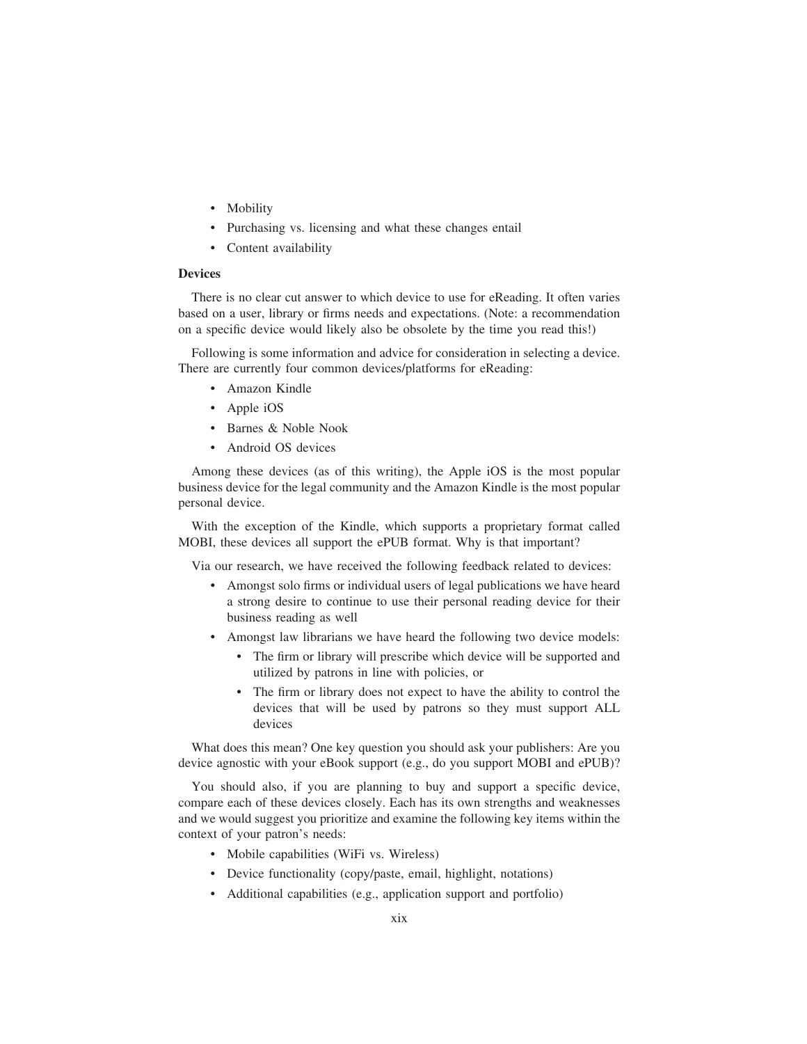- Mobility
- Purchasing vs. licensing and what these changes entail
- Content availability

**Devices**

There is no clear cut answer to which device to use for eReading. It often varies based on a user, library or firms needs and expectations. (Note: a recommendation on a specific device would likely also be obsolete by the time you read this!)

Following is some information and advice for consideration in selecting a device. There are currently four common devices/platforms for eReading:

- Amazon Kindle
- Apple iOS
- Barnes & Noble Nook
- Android OS devices

Among these devices (as of this writing), the Apple iOS is the most popular business device for the legal community and the Amazon Kindle is the most popular personal device.

With the exception of the Kindle, which supports a proprietary format called MOBI, these devices all support the ePUB format. Why is that important?

Via our research, we have received the following feedback related to devices:

- Amongst solo firms or individual users of legal publications we have heard a strong desire to continue to use their personal reading device for their business reading as well
- Amongst law librarians we have heard the following two device models:
  - The firm or library will prescribe which device will be supported and utilized by patrons in line with policies, or
  - The firm or library does not expect to have the ability to control the devices that will be used by patrons so they must support ALL devices

What does this mean? One key question you should ask your publishers: Are you device agnostic with your eBook support (e.g., do you support MOBI and ePUB)?

You should also, if you are planning to buy and support a specific device, compare each of these devices closely. Each has its own strengths and weaknesses and we would suggest you prioritize and examine the following key items within the context of your patron's needs:

- Mobile capabilities (WiFi vs. Wireless)
- Device functionality (copy/paste, email, highlight, notations)
- Additional capabilities (e.g., application support and portfolio)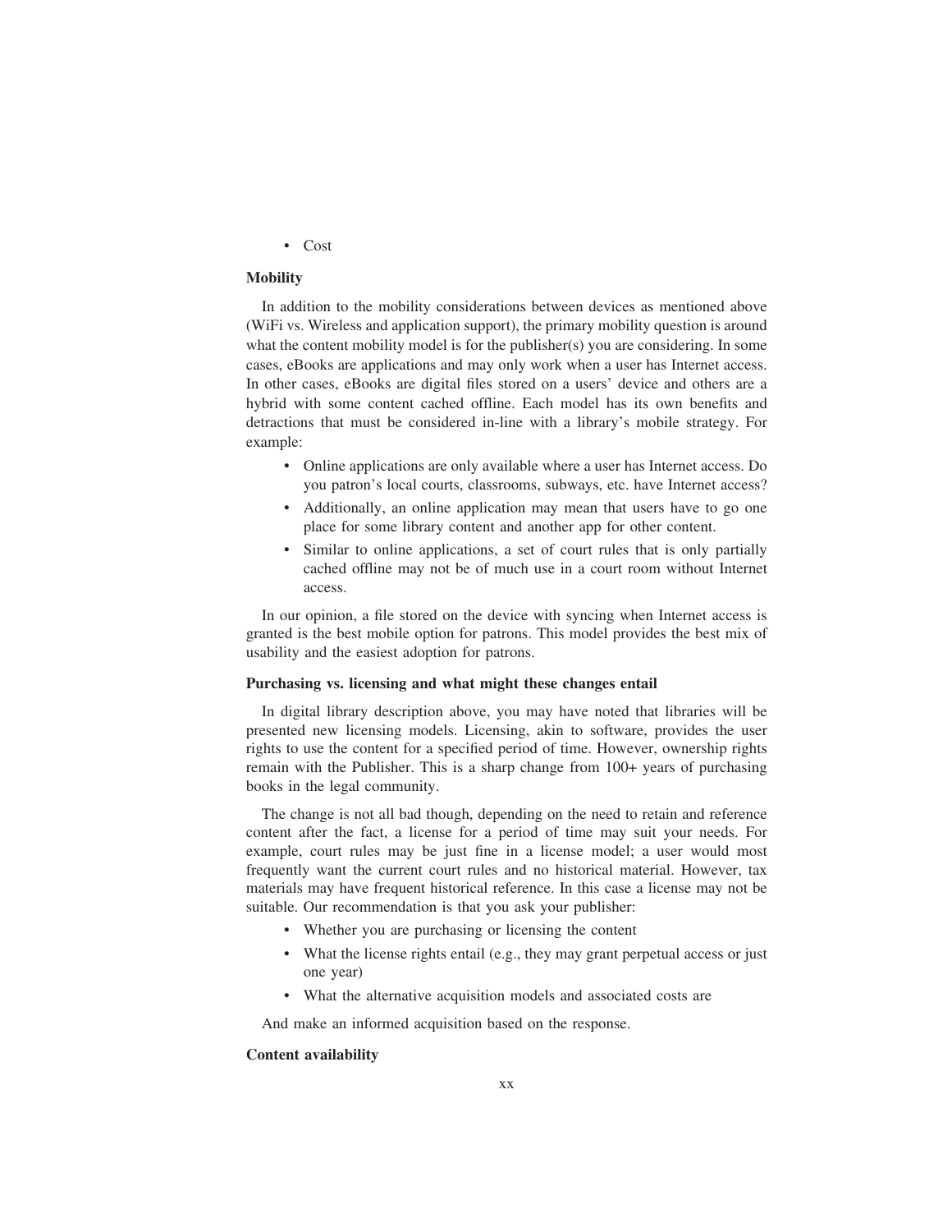- Cost

**Mobility**

In addition to the mobility considerations between devices as mentioned above (WiFi vs. Wireless and application support), the primary mobility question is around what the content mobility model is for the publisher(s) you are considering. In some cases, eBooks are applications and may only work when a user has Internet access. In other cases, eBooks are digital files stored on a users' device and others are a hybrid with some content cached offline. Each model has its own benefits and detractions that must be considered in-line with a library's mobile strategy. For example:

- Online applications are only available where a user has Internet access. Do you patron's local courts, classrooms, subways, etc. have Internet access?
- Additionally, an online application may mean that users have to go one place for some library content and another app for other content.
- Similar to online applications, a set of court rules that is only partially cached offline may not be of much use in a court room without Internet access.

In our opinion, a file stored on the device with syncing when Internet access is granted is the best mobile option for patrons. This model provides the best mix of usability and the easiest adoption for patrons.

**Purchasing vs. licensing and what might these changes entail**

In digital library description above, you may have noted that libraries will be presented new licensing models. Licensing, akin to software, provides the user rights to use the content for a specified period of time. However, ownership rights remain with the Publisher. This is a sharp change from 100+ years of purchasing books in the legal community.

The change is not all bad though, depending on the need to retain and reference content after the fact, a license for a period of time may suit your needs. For example, court rules may be just fine in a license model; a user would most frequently want the current court rules and no historical material. However, tax materials may have frequent historical reference. In this case a license may not be suitable. Our recommendation is that you ask your publisher:

- Whether you are purchasing or licensing the content
- What the license rights entail (e.g., they may grant perpetual access or just one year)
- What the alternative acquisition models and associated costs are

And make an informed acquisition based on the response.

**Content availability**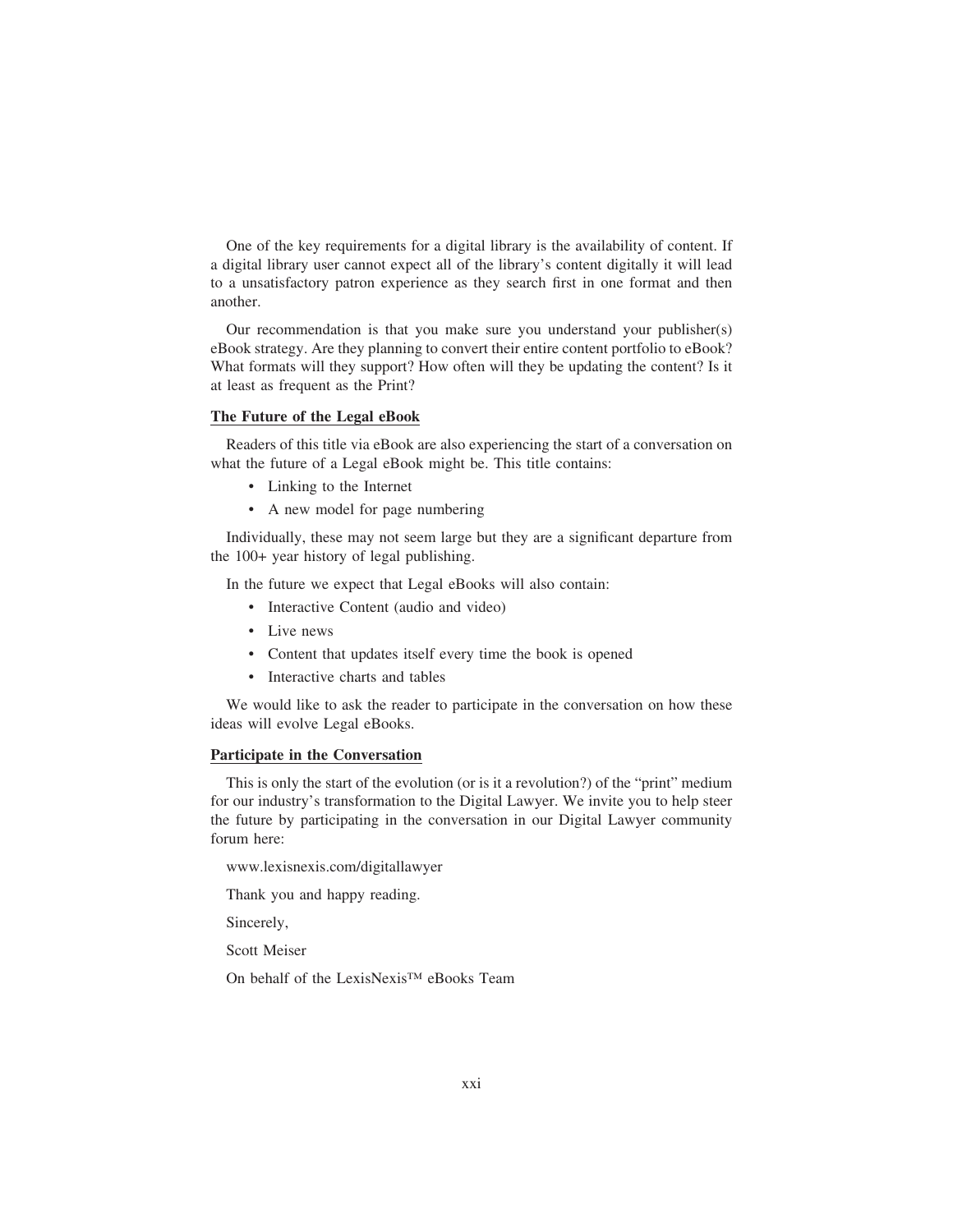One of the key requirements for a digital library is the availability of content. If a digital library user cannot expect all of the library's content digitally it will lead to a unsatisfactory patron experience as they search first in one format and then another.

Our recommendation is that you make sure you understand your publisher(s) eBook strategy. Are they planning to convert their entire content portfolio to eBook? What formats will they support? How often will they be updating the content? Is it at least as frequent as the Print?

## The Future of the Legal eBook

Readers of this title via eBook are also experiencing the start of a conversation on what the future of a Legal eBook might be. This title contains:

- Linking to the Internet
- A new model for page numbering

Individually, these may not seem large but they are a significant departure from the 100+ year history of legal publishing.

In the future we expect that Legal eBooks will also contain:

- Interactive Content (audio and video)
- Live news
- Content that updates itself every time the book is opened
- Interactive charts and tables

We would like to ask the reader to participate in the conversation on how these ideas will evolve Legal eBooks.

## Participate in the Conversation

This is only the start of the evolution (or is it a revolution?) of the "print" medium for our industry's transformation to the Digital Lawyer. We invite you to help steer the future by participating in the conversation in our Digital Lawyer community forum here:

www.lexisnexis.com/digitallawyer

Thank you and happy reading.

Sincerely,

Scott Meiser

On behalf of the LexisNexis™ eBooks Team